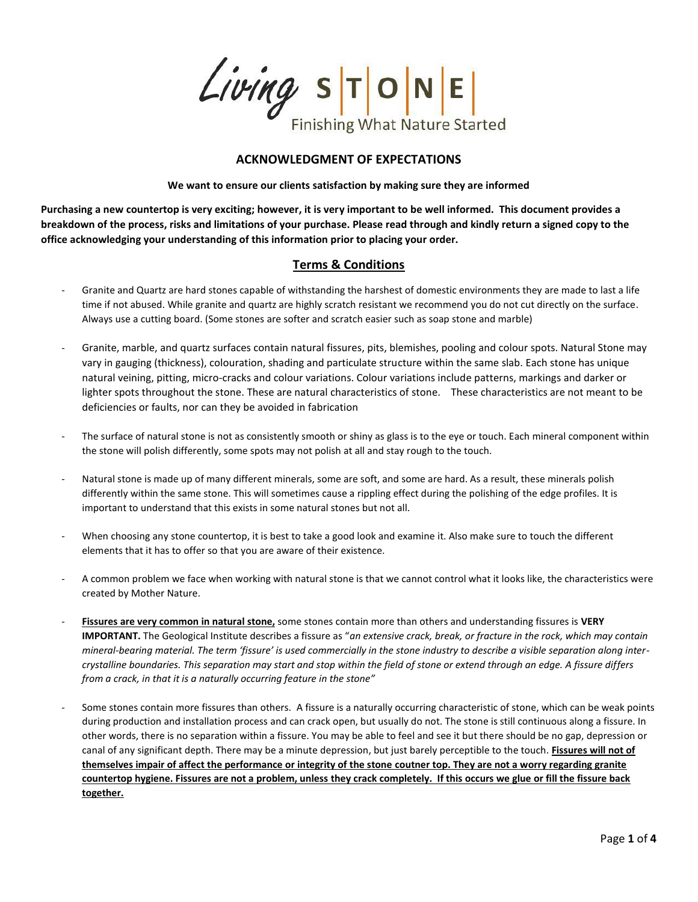Living STONE

Finishing What Nature Started

## ACKNOWLEDGMENT OF EXPECTATIONS

**We want to ensure our clients satisfaction by making sure they are informed**

**Purchasing a new countertop is very exciting; however, it is very important to be well informed. This document provides a breakdown of the process, risks and limitations of your purchase. Please read through and kindly return a signed copy to the office acknowledging your understanding of this information prior to placing your order.**

## Terms & Conditions

- Granite and Quartz are hard stones capable of withstanding the harshest of domestic environments they are made to last a life time if not abused. While granite and quartz are highly scratch resistant we recommend you do not cut directly on the surface. Always use a cutting board. (Some stones are softer and scratch easier such as soap stone and marble)

- Granite, marble, and quartz surfaces contain natural fissures, pits, blemishes, pooling and colour spots. Natural Stone may vary in gauging (thickness), colouration, shading and particulate structure within the same slab. Each stone has unique natural veining, pitting, micro-cracks and colour variations. Colour variations include patterns, markings and darker or lighter spots throughout the stone. These are natural characteristics of stone. These characteristics are not meant to be deficiencies or faults, nor can they be avoided in fabrication

- The surface of natural stone is not as consistently smooth or shiny as glass is to the eye or touch. Each mineral component within the stone will polish differently, some spots may not polish at all and stay rough to the touch.

- Natural stone is made up of many different minerals, some are soft, and some are hard. As a result, these minerals polish differently within the same stone. This will sometimes cause a rippling effect during the polishing of the edge profiles. It is important to understand that this exists in some natural stones but not all.

- When choosing any stone countertop, it is best to take a good look and examine it. Also make sure to touch the different elements that it has to offer so that you are aware of their existence.

- A common problem we face when working with natural stone is that we cannot control what it looks like, the characteristics were created by Mother Nature.

- **Fissures are very common in natural stone,** some stones contain more than others and understanding fissures is **VERY IMPORTANT.** The Geological Institute describes a fissure as "*an extensive crack, break, or fracture in the rock, which may contain mineral-bearing material. The term 'fissure' is used commercially in the stone industry to describe a visible separation along inter-crystalline boundaries. This separation may start and stop within the field of stone or extend through an edge. A fissure differs from a crack, in that it is a naturally occurring feature in the stone"*

- Some stones contain more fissures than others. A fissure is a naturally occurring characteristic of stone, which can be weak points during production and installation process and can crack open, but usually do not. The stone is still continuous along a fissure. In other words, there is no separation within a fissure. You may be able to feel and see it but there should be no gap, depression or canal of any significant depth. There may be a minute depression, but just barely perceptible to the touch. **Fissures will not of themselves impair of affect the performance or integrity of the stone coutner top. They are not a worry regarding granite countertop hygiene. Fissures are not a problem, unless they crack completely. If this occurs we glue or fill the fissure back together.**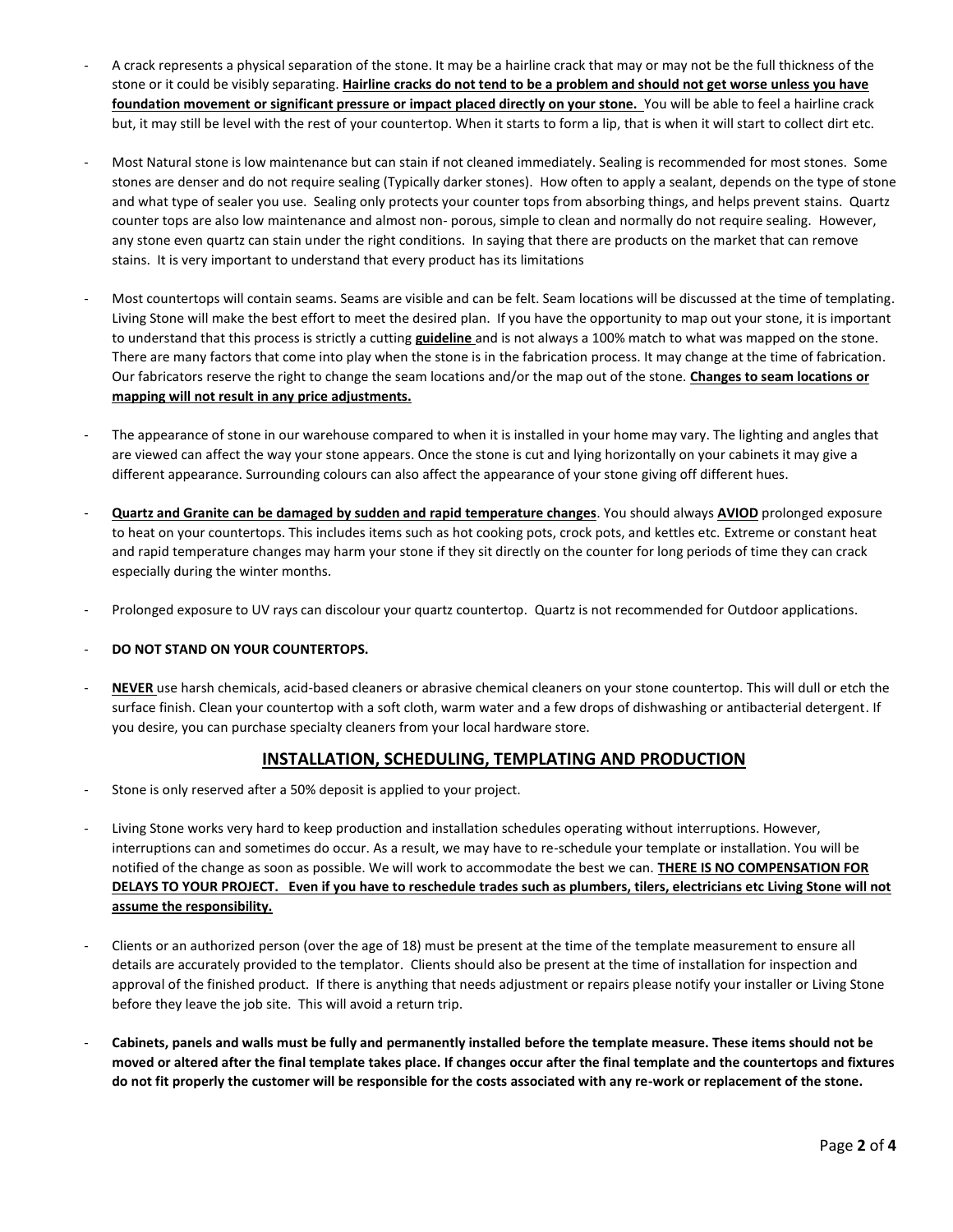- A crack represents a physical separation of the stone. It may be a hairline crack that may or may not be the full thickness of the stone or it could be visibly separating. **Hairline cracks do not tend to be a problem and should not get worse unless you have foundation movement or significant pressure or impact placed directly on your stone.** You will be able to feel a hairline crack but, it may still be level with the rest of your countertop. When it starts to form a lip, that is when it will start to collect dirt etc.

- Most Natural stone is low maintenance but can stain if not cleaned immediately. Sealing is recommended for most stones. Some stones are denser and do not require sealing (Typically darker stones). How often to apply a sealant, depends on the type of stone and what type of sealer you use. Sealing only protects your counter tops from absorbing things, and helps prevent stains. Quartz counter tops are also low maintenance and almost non- porous, simple to clean and normally do not require sealing. However, any stone even quartz can stain under the right conditions. In saying that there are products on the market that can remove stains. It is very important to understand that every product has its limitations

- Most countertops will contain seams. Seams are visible and can be felt. Seam locations will be discussed at the time of templating. Living Stone will make the best effort to meet the desired plan. If you have the opportunity to map out your stone, it is important to understand that this process is strictly a cutting **guideline** and is not always a 100% match to what was mapped on the stone. There are many factors that come into play when the stone is in the fabrication process. It may change at the time of fabrication. Our fabricators reserve the right to change the seam locations and/or the map out of the stone. **Changes to seam locations or mapping will not result in any price adjustments.**

- The appearance of stone in our warehouse compared to when it is installed in your home may vary. The lighting and angles that are viewed can affect the way your stone appears. Once the stone is cut and lying horizontally on your cabinets it may give a different appearance. Surrounding colours can also affect the appearance of your stone giving off different hues.

- **Quartz and Granite can be damaged by sudden and rapid temperature changes**. You should always **AVIOD** prolonged exposure to heat on your countertops. This includes items such as hot cooking pots, crock pots, and kettles etc. Extreme or constant heat and rapid temperature changes may harm your stone if they sit directly on the counter for long periods of time they can crack especially during the winter months.

- Prolonged exposure to UV rays can discolour your quartz countertop. Quartz is not recommended for Outdoor applications.

- **DO NOT STAND ON YOUR COUNTERTOPS.**

- **NEVER** use harsh chemicals, acid-based cleaners or abrasive chemical cleaners on your stone countertop. This will dull or etch the surface finish. Clean your countertop with a soft cloth, warm water and a few drops of dishwashing or antibacterial detergent. If you desire, you can purchase specialty cleaners from your local hardware store.

## INSTALLATION, SCHEDULING, TEMPLATING AND PRODUCTION

- Stone is only reserved after a 50% deposit is applied to your project.

- Living Stone works very hard to keep production and installation schedules operating without interruptions. However, interruptions can and sometimes do occur. As a result, we may have to re-schedule your template or installation. You will be notified of the change as soon as possible. We will work to accommodate the best we can. **THERE IS NO COMPENSATION FOR DELAYS TO YOUR PROJECT. Even if you have to reschedule trades such as plumbers, tilers, electricians etc Living Stone will not assume the responsibility.**

- Clients or an authorized person (over the age of 18) must be present at the time of the template measurement to ensure all details are accurately provided to the templator. Clients should also be present at the time of installation for inspection and approval of the finished product. If there is anything that needs adjustment or repairs please notify your installer or Living Stone before they leave the job site. This will avoid a return trip.

- **Cabinets, panels and walls must be fully and permanently installed before the template measure. These items should not be moved or altered after the final template takes place. If changes occur after the final template and the countertops and fixtures do not fit properly the customer will be responsible for the costs associated with any re-work or replacement of the stone.**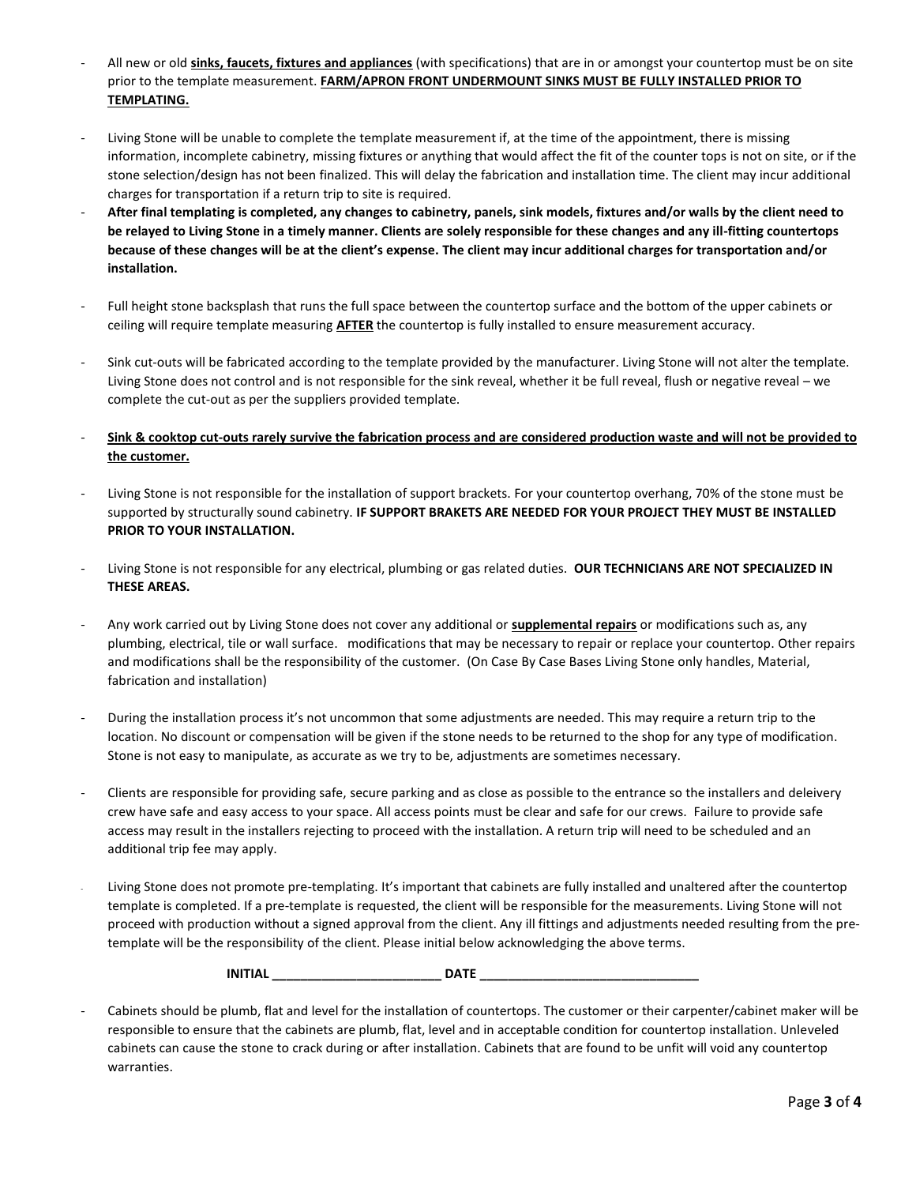- All new or old **sinks, faucets, fixtures and appliances** (with specifications) that are in or amongst your countertop must be on site prior to the template measurement. **FARM/APRON FRONT UNDERMOUNT SINKS MUST BE FULLY INSTALLED PRIOR TO TEMPLATING.**

- Living Stone will be unable to complete the template measurement if, at the time of the appointment, there is missing information, incomplete cabinetry, missing fixtures or anything that would affect the fit of the counter tops is not on site, or if the stone selection/design has not been finalized. This will delay the fabrication and installation time. The client may incur additional charges for transportation if a return trip to site is required.
- **After final templating is completed, any changes to cabinetry, panels, sink models, fixtures and/or walls by the client need to be relayed to Living Stone in a timely manner. Clients are solely responsible for these changes and any ill-fitting countertops because of these changes will be at the client's expense. The client may incur additional charges for transportation and/or installation.**

- Full height stone backsplash that runs the full space between the countertop surface and the bottom of the upper cabinets or ceiling will require template measuring **AFTER** the countertop is fully installed to ensure measurement accuracy.

- Sink cut-outs will be fabricated according to the template provided by the manufacturer. Living Stone will not alter the template. Living Stone does not control and is not responsible for the sink reveal, whether it be full reveal, flush or negative reveal – we complete the cut-out as per the suppliers provided template.

- **Sink & cooktop cut-outs rarely survive the fabrication process and are considered production waste and will not be provided to the customer.**

- Living Stone is not responsible for the installation of support brackets. For your countertop overhang, 70% of the stone must be supported by structurally sound cabinetry. **IF SUPPORT BRAKETS ARE NEEDED FOR YOUR PROJECT THEY MUST BE INSTALLED PRIOR TO YOUR INSTALLATION.**

- Living Stone is not responsible for any electrical, plumbing or gas related duties. **OUR TECHNICIANS ARE NOT SPECIALIZED IN THESE AREAS.**

- Any work carried out by Living Stone does not cover any additional or **supplemental repairs** or modifications such as, any plumbing, electrical, tile or wall surface. modifications that may be necessary to repair or replace your countertop. Other repairs and modifications shall be the responsibility of the customer. (On Case By Case Bases Living Stone only handles, Material, fabrication and installation)

- During the installation process it's not uncommon that some adjustments are needed. This may require a return trip to the location. No discount or compensation will be given if the stone needs to be returned to the shop for any type of modification. Stone is not easy to manipulate, as accurate as we try to be, adjustments are sometimes necessary.

- Clients are responsible for providing safe, secure parking and as close as possible to the entrance so the installers and deleivery crew have safe and easy access to your space. All access points must be clear and safe for our crews. Failure to provide safe access may result in the installers rejecting to proceed with the installation. A return trip will need to be scheduled and an additional trip fee may apply.

- Living Stone does not promote pre-templating. It's important that cabinets are fully installed and unaltered after the countertop template is completed. If a pre-template is requested, the client will be responsible for the measurements. Living Stone will not proceed with production without a signed approval from the client. Any ill fittings and adjustments needed resulting from the pre-template will be the responsibility of the client. Please initial below acknowledging the above terms.

**INITIAL \_\_\_\_\_\_\_\_\_\_\_\_\_\_\_\_\_\_\_\_\_\_\_\_ DATE \_\_\_\_\_\_\_\_\_\_\_\_\_\_\_\_\_\_\_\_\_\_\_\_\_\_\_\_\_\_\_**

- Cabinets should be plumb, flat and level for the installation of countertops. The customer or their carpenter/cabinet maker will be responsible to ensure that the cabinets are plumb, flat, level and in acceptable condition for countertop installation. Unleveled cabinets can cause the stone to crack during or after installation. Cabinets that are found to be unfit will void any countertop warranties.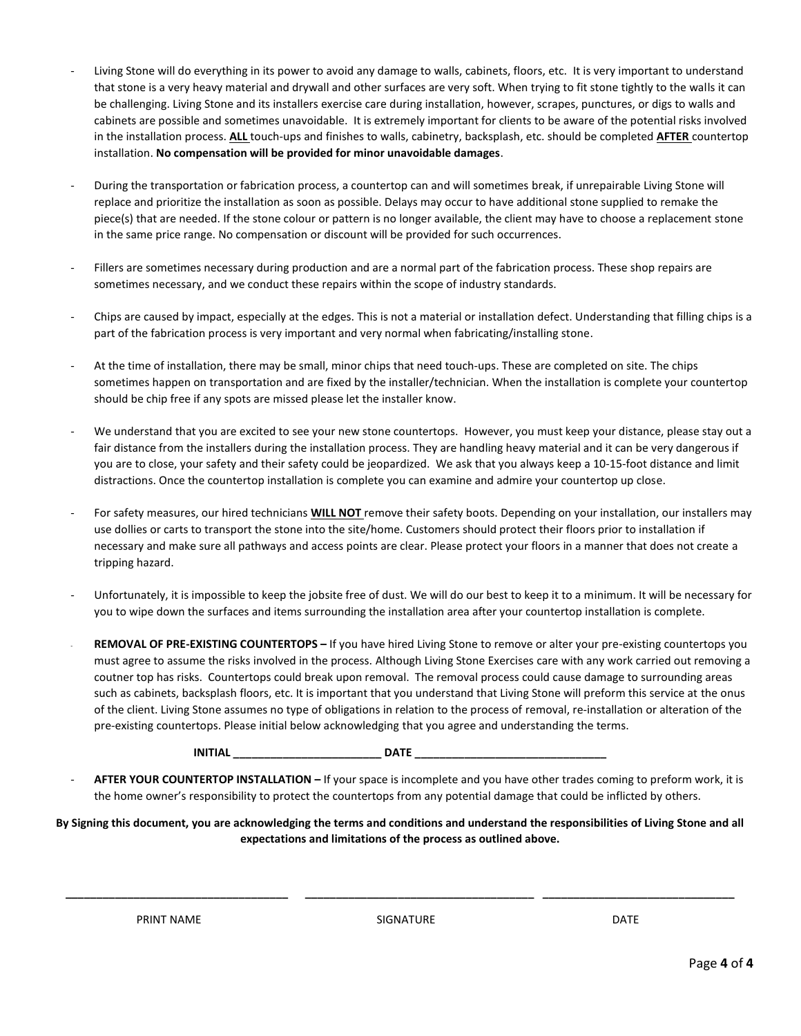- Living Stone will do everything in its power to avoid any damage to walls, cabinets, floors, etc. It is very important to understand that stone is a very heavy material and drywall and other surfaces are very soft. When trying to fit stone tightly to the walls it can be challenging. Living Stone and its installers exercise care during installation, however, scrapes, punctures, or digs to walls and cabinets are possible and sometimes unavoidable. It is extremely important for clients to be aware of the potential risks involved in the installation process. **ALL** touch-ups and finishes to walls, cabinetry, backsplash, etc. should be completed **AFTER** countertop installation. **No compensation will be provided for minor unavoidable damages**.

- During the transportation or fabrication process, a countertop can and will sometimes break, if unrepairable Living Stone will replace and prioritize the installation as soon as possible. Delays may occur to have additional stone supplied to remake the piece(s) that are needed. If the stone colour or pattern is no longer available, the client may have to choose a replacement stone in the same price range. No compensation or discount will be provided for such occurrences.

- Fillers are sometimes necessary during production and are a normal part of the fabrication process. These shop repairs are sometimes necessary, and we conduct these repairs within the scope of industry standards.

- Chips are caused by impact, especially at the edges. This is not a material or installation defect. Understanding that filling chips is a part of the fabrication process is very important and very normal when fabricating/installing stone.

- At the time of installation, there may be small, minor chips that need touch-ups. These are completed on site. The chips sometimes happen on transportation and are fixed by the installer/technician. When the installation is complete your countertop should be chip free if any spots are missed please let the installer know.

- We understand that you are excited to see your new stone countertops. However, you must keep your distance, please stay out a fair distance from the installers during the installation process. They are handling heavy material and it can be very dangerous if you are to close, your safety and their safety could be jeopardized. We ask that you always keep a 10-15-foot distance and limit distractions. Once the countertop installation is complete you can examine and admire your countertop up close.

- For safety measures, our hired technicians **WILL NOT** remove their safety boots. Depending on your installation, our installers may use dollies or carts to transport the stone into the site/home. Customers should protect their floors prior to installation if necessary and make sure all pathways and access points are clear. Please protect your floors in a manner that does not create a tripping hazard.

- Unfortunately, it is impossible to keep the jobsite free of dust. We will do our best to keep it to a minimum. It will be necessary for you to wipe down the surfaces and items surrounding the installation area after your countertop installation is complete.

- **REMOVAL OF PRE-EXISTING COUNTERTOPS –** If you have hired Living Stone to remove or alter your pre-existing countertops you must agree to assume the risks involved in the process. Although Living Stone Exercises care with any work carried out removing a coutner top has risks. Countertops could break upon removal. The removal process could cause damage to surrounding areas such as cabinets, backsplash floors, etc. It is important that you understand that Living Stone will preform this service at the onus of the client. Living Stone assumes no type of obligations in relation to the process of removal, re-installation or alteration of the pre-existing countertops. Please initial below acknowledging that you agree and understanding the terms.

**INITIAL** ________________________ **DATE** ______________________________

- **AFTER YOUR COUNTERTOP INSTALLATION –** If your space is incomplete and you have other trades coming to preform work, it is the home owner's responsibility to protect the countertops from any potential damage that could be inflicted by others.

**By Signing this document, you are acknowledging the terms and conditions and understand the responsibilities of Living Stone and all expectations and limitations of the process as outlined above.**

| | | |
|---|---|---|
| ___________________________ | ___________________________ | ___________________________ |
| PRINT NAME | SIGNATURE | DATE |